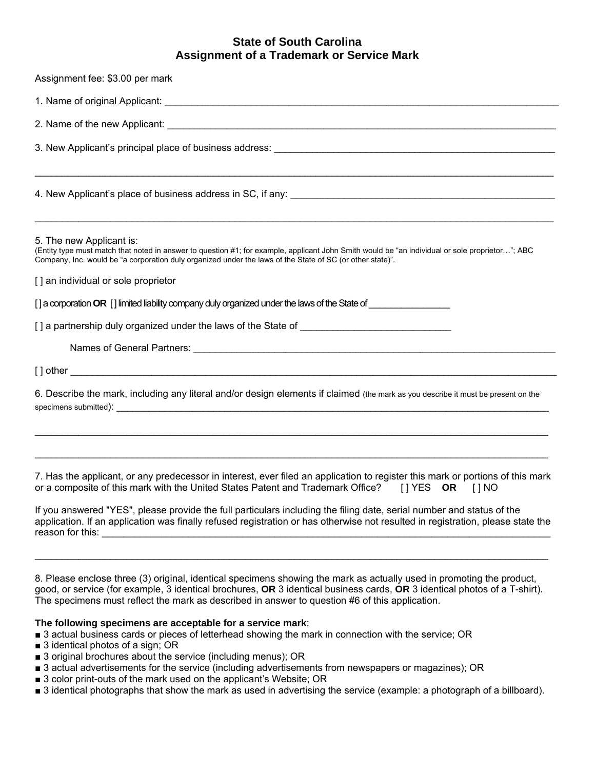# State of South Carolina
## Assignment of a Trademark or Service Mark

Assignment fee: $3.00 per mark

1. Name of original Applicant: ___________________________________________________________________________

2. Name of the new Applicant: ___________________________________________________________________________

3. New Applicant's principal place of business address: ______________________________________________________

_____________________________________________________________________________________________________

4. New Applicant's place of business address in SC, if any: ____________________________________________________

_____________________________________________________________________________________________________

5. The new Applicant is:
(Entity type must match that noted in answer to question #1; for example, applicant John Smith would be "an individual or sole proprietor…"; ABC Company, Inc. would be "a corporation duly organized under the laws of the State of SC (or other state)".

[ ] an individual or sole proprietor

[ ] a corporation **OR** [ ] limited liability company duly organized under the laws of the State of ________________

[ ] a partnership duly organized under the laws of the State of ____________________________

Names of General Partners: _____________________________________________________________________

[ ] other ____________________________________________________________________________________________

6. Describe the mark, including any literal and/or design elements if claimed (the mark as you describe it must be present on the specimens submitted): ____________________________________________________________________________________

_____________________________________________________________________________________________________

_____________________________________________________________________________________________________

7. Has the applicant, or any predecessor in interest, ever filed an application to register this mark or portions of this mark or a composite of this mark with the United States Patent and Trademark Office? [ ] YES **OR** [ ] NO

If you answered "YES", please provide the full particulars including the filing date, serial number and status of the application. If an application was finally refused registration or has otherwise not resulted in registration, please state the reason for this: ____________________________________________________________________________________

_____________________________________________________________________________________________________

8. Please enclose three (3) original, identical specimens showing the mark as actually used in promoting the product, good, or service (for example, 3 identical brochures, **OR** 3 identical business cards, **OR** 3 identical photos of a T-shirt). The specimens must reflect the mark as described in answer to question #6 of this application.

**The following specimens are acceptable for a service mark**:

- 3 actual business cards or pieces of letterhead showing the mark in connection with the service; OR
- 3 identical photos of a sign; OR
- 3 original brochures about the service (including menus); OR
- 3 actual advertisements for the service (including advertisements from newspapers or magazines); OR
- 3 color print-outs of the mark used on the applicant's Website; OR
- 3 identical photographs that show the mark as used in advertising the service (example: a photograph of a billboard).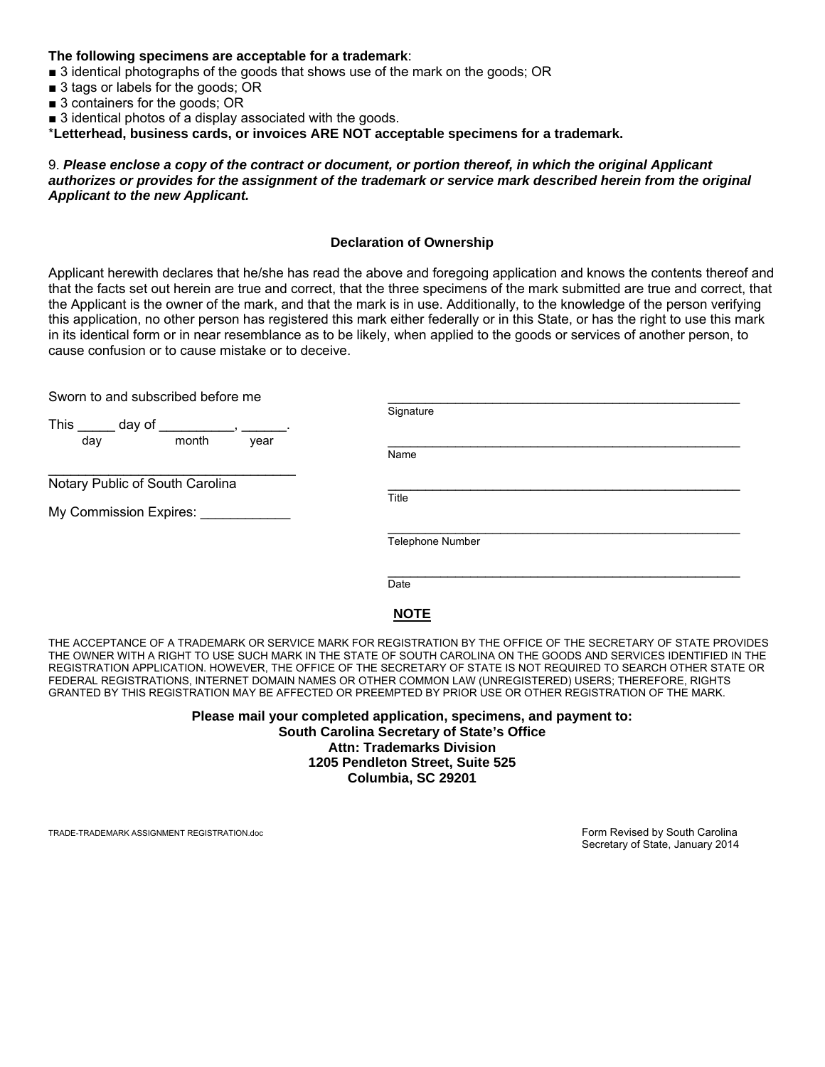**The following specimens are acceptable for a trademark**:

- ■ 3 identical photographs of the goods that shows use of the mark on the goods; OR
- ■ 3 tags or labels for the goods; OR
- ■ 3 containers for the goods; OR
- ■ 3 identical photos of a display associated with the goods.

\***Letterhead, business cards, or invoices ARE NOT acceptable specimens for a trademark.**

9. ***Please enclose a copy of the contract or document, or portion thereof, in which the original Applicant authorizes or provides for the assignment of the trademark or service mark described herein from the original Applicant to the new Applicant.***

### Declaration of Ownership

Applicant herewith declares that he/she has read the above and foregoing application and knows the contents thereof and that the facts set out herein are true and correct, that the three specimens of the mark submitted are true and correct, that the Applicant is the owner of the mark, and that the mark is in use. Additionally, to the knowledge of the person verifying this application, no other person has registered this mark either federally or in this State, or has the right to use this mark in its identical form or in near resemblance as to be likely, when applied to the goods or services of another person, to cause confusion or to cause mistake or to deceive.

Sworn to and subscribed before me

This _____ day of __________, ______.
day month year

__________________________________
Notary Public of South Carolina

My Commission Expires: ____________

__________________________________________________
Signature

__________________________________________________
Name

__________________________________________________
Title

__________________________________________________
Telephone Number

__________________________________________________
Date

**NOTE**

THE ACCEPTANCE OF A TRADEMARK OR SERVICE MARK FOR REGISTRATION BY THE OFFICE OF THE SECRETARY OF STATE PROVIDES THE OWNER WITH A RIGHT TO USE SUCH MARK IN THE STATE OF SOUTH CAROLINA ON THE GOODS AND SERVICES IDENTIFIED IN THE REGISTRATION APPLICATION. HOWEVER, THE OFFICE OF THE SECRETARY OF STATE IS NOT REQUIRED TO SEARCH OTHER STATE OR FEDERAL REGISTRATIONS, INTERNET DOMAIN NAMES OR OTHER COMMON LAW (UNREGISTERED) USERS; THEREFORE, RIGHTS GRANTED BY THIS REGISTRATION MAY BE AFFECTED OR PREEMPTED BY PRIOR USE OR OTHER REGISTRATION OF THE MARK.

**Please mail your completed application, specimens, and payment to:**
**South Carolina Secretary of State's Office**
**Attn: Trademarks Division**
**1205 Pendleton Street, Suite 525**
**Columbia, SC 29201**

TRADE-TRADEMARK ASSIGNMENT REGISTRATION.doc

Form Revised by South Carolina Secretary of State, January 2014